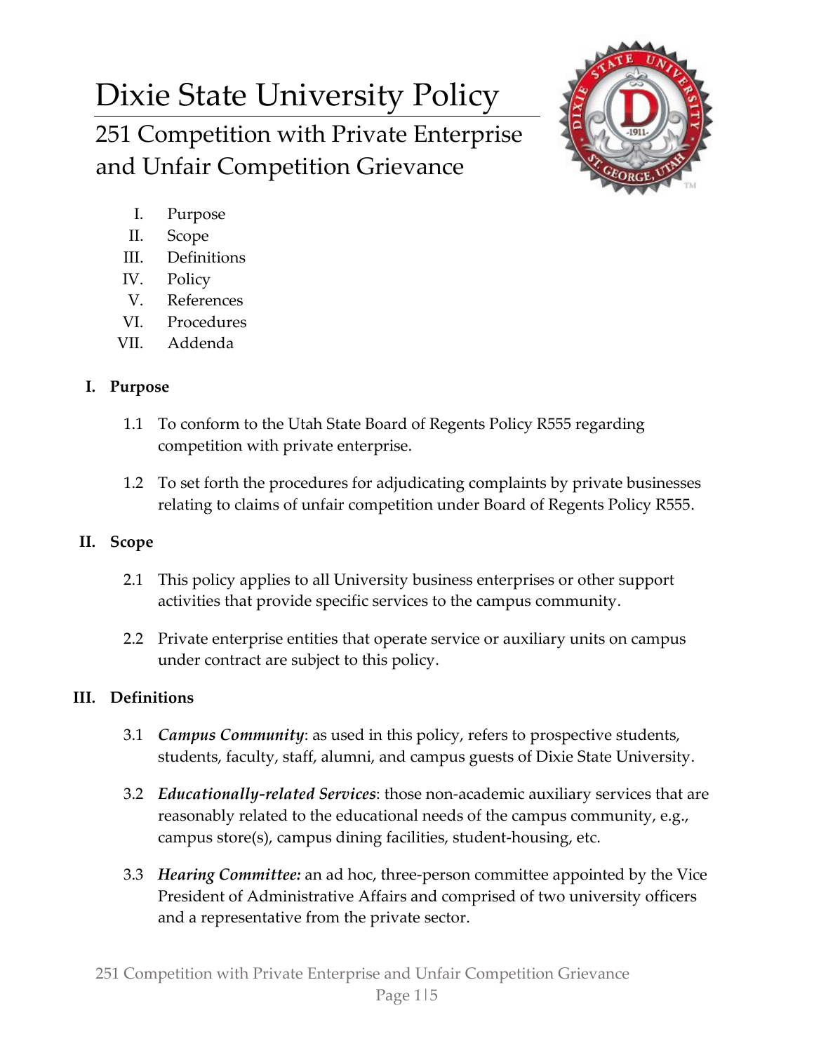# Dixie State University Policy

## 251 Competition with Private Enterprise and Unfair Competition Grievance

I. Purpose
II. Scope
III. Definitions
IV. Policy
V. References
VI. Procedures
VII. Addenda

### I. Purpose

1.1 To conform to the Utah State Board of Regents Policy R555 regarding competition with private enterprise.

1.2 To set forth the procedures for adjudicating complaints by private businesses relating to claims of unfair competition under Board of Regents Policy R555.

### II. Scope

2.1 This policy applies to all University business enterprises or other support activities that provide specific services to the campus community.

2.2 Private enterprise entities that operate service or auxiliary units on campus under contract are subject to this policy.

### III. Definitions

3.1 ***Campus Community***: as used in this policy, refers to prospective students, students, faculty, staff, alumni, and campus guests of Dixie State University.

3.2 ***Educationally-related Services***: those non-academic auxiliary services that are reasonably related to the educational needs of the campus community, e.g., campus store(s), campus dining facilities, student-housing, etc.

3.3 ***Hearing Committee:*** an ad hoc, three-person committee appointed by the Vice President of Administrative Affairs and comprised of two university officers and a representative from the private sector.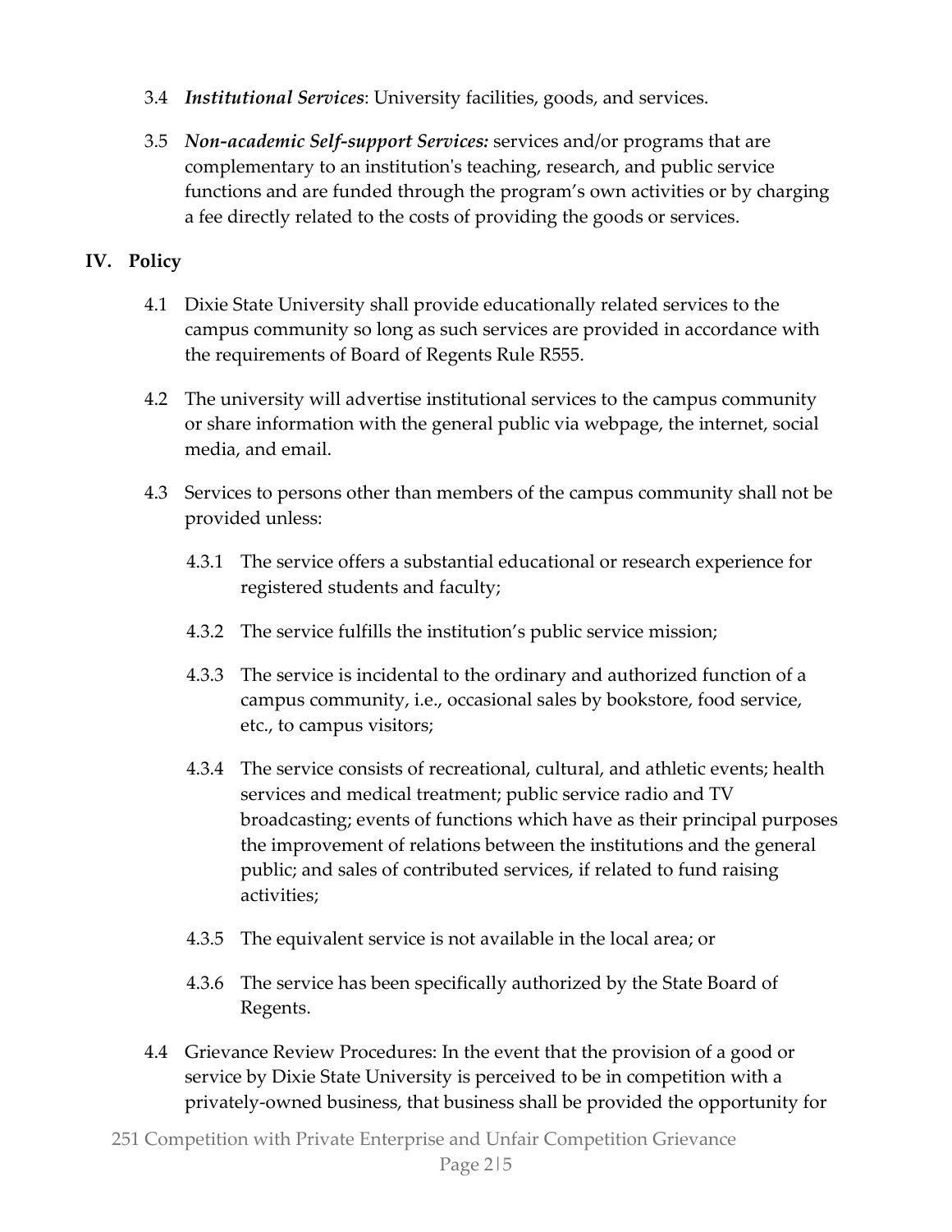3.4 ***Institutional Services***: University facilities, goods, and services.

3.5 ***Non-academic Self-support Services:*** services and/or programs that are complementary to an institution's teaching, research, and public service functions and are funded through the program's own activities or by charging a fee directly related to the costs of providing the goods or services.

## IV. Policy

4.1 Dixie State University shall provide educationally related services to the campus community so long as such services are provided in accordance with the requirements of Board of Regents Rule R555.

4.2 The university will advertise institutional services to the campus community or share information with the general public via webpage, the internet, social media, and email.

4.3 Services to persons other than members of the campus community shall not be provided unless:

4.3.1 The service offers a substantial educational or research experience for registered students and faculty;

4.3.2 The service fulfills the institution's public service mission;

4.3.3 The service is incidental to the ordinary and authorized function of a campus community, i.e., occasional sales by bookstore, food service, etc., to campus visitors;

4.3.4 The service consists of recreational, cultural, and athletic events; health services and medical treatment; public service radio and TV broadcasting; events of functions which have as their principal purposes the improvement of relations between the institutions and the general public; and sales of contributed services, if related to fund raising activities;

4.3.5 The equivalent service is not available in the local area; or

4.3.6 The service has been specifically authorized by the State Board of Regents.

4.4 Grievance Review Procedures: In the event that the provision of a good or service by Dixie State University is perceived to be in competition with a privately-owned business, that business shall be provided the opportunity for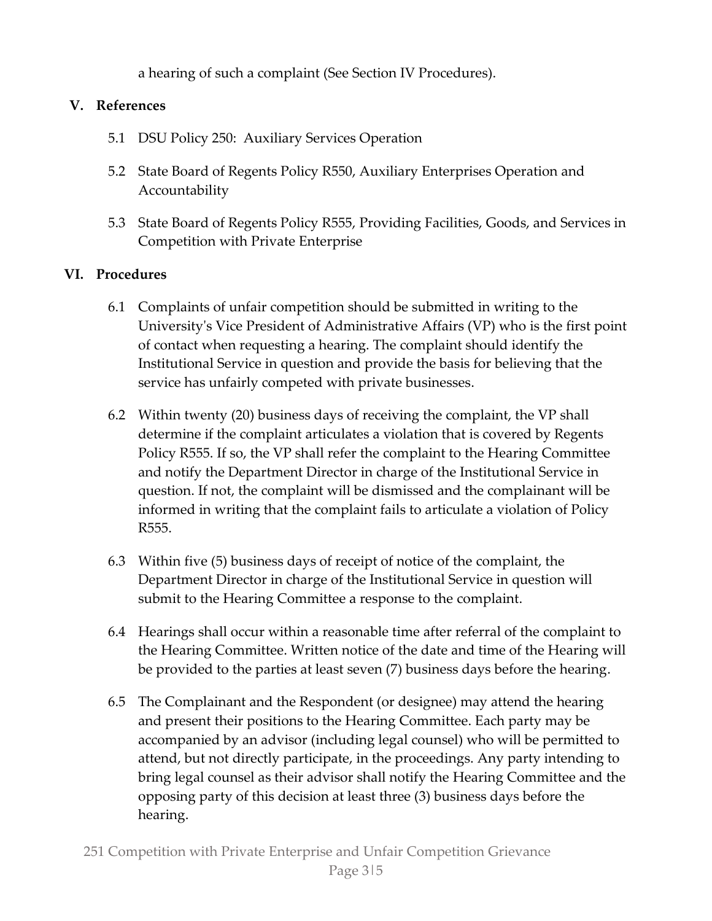a hearing of such a complaint (See Section IV Procedures).

## V. References

5.1 DSU Policy 250: Auxiliary Services Operation

5.2 State Board of Regents Policy R550, Auxiliary Enterprises Operation and Accountability

5.3 State Board of Regents Policy R555, Providing Facilities, Goods, and Services in Competition with Private Enterprise

## VI. Procedures

6.1 Complaints of unfair competition should be submitted in writing to the University's Vice President of Administrative Affairs (VP) who is the first point of contact when requesting a hearing. The complaint should identify the Institutional Service in question and provide the basis for believing that the service has unfairly competed with private businesses.

6.2 Within twenty (20) business days of receiving the complaint, the VP shall determine if the complaint articulates a violation that is covered by Regents Policy R555. If so, the VP shall refer the complaint to the Hearing Committee and notify the Department Director in charge of the Institutional Service in question. If not, the complaint will be dismissed and the complainant will be informed in writing that the complaint fails to articulate a violation of Policy R555.

6.3 Within five (5) business days of receipt of notice of the complaint, the Department Director in charge of the Institutional Service in question will submit to the Hearing Committee a response to the complaint.

6.4 Hearings shall occur within a reasonable time after referral of the complaint to the Hearing Committee. Written notice of the date and time of the Hearing will be provided to the parties at least seven (7) business days before the hearing.

6.5 The Complainant and the Respondent (or designee) may attend the hearing and present their positions to the Hearing Committee. Each party may be accompanied by an advisor (including legal counsel) who will be permitted to attend, but not directly participate, in the proceedings. Any party intending to bring legal counsel as their advisor shall notify the Hearing Committee and the opposing party of this decision at least three (3) business days before the hearing.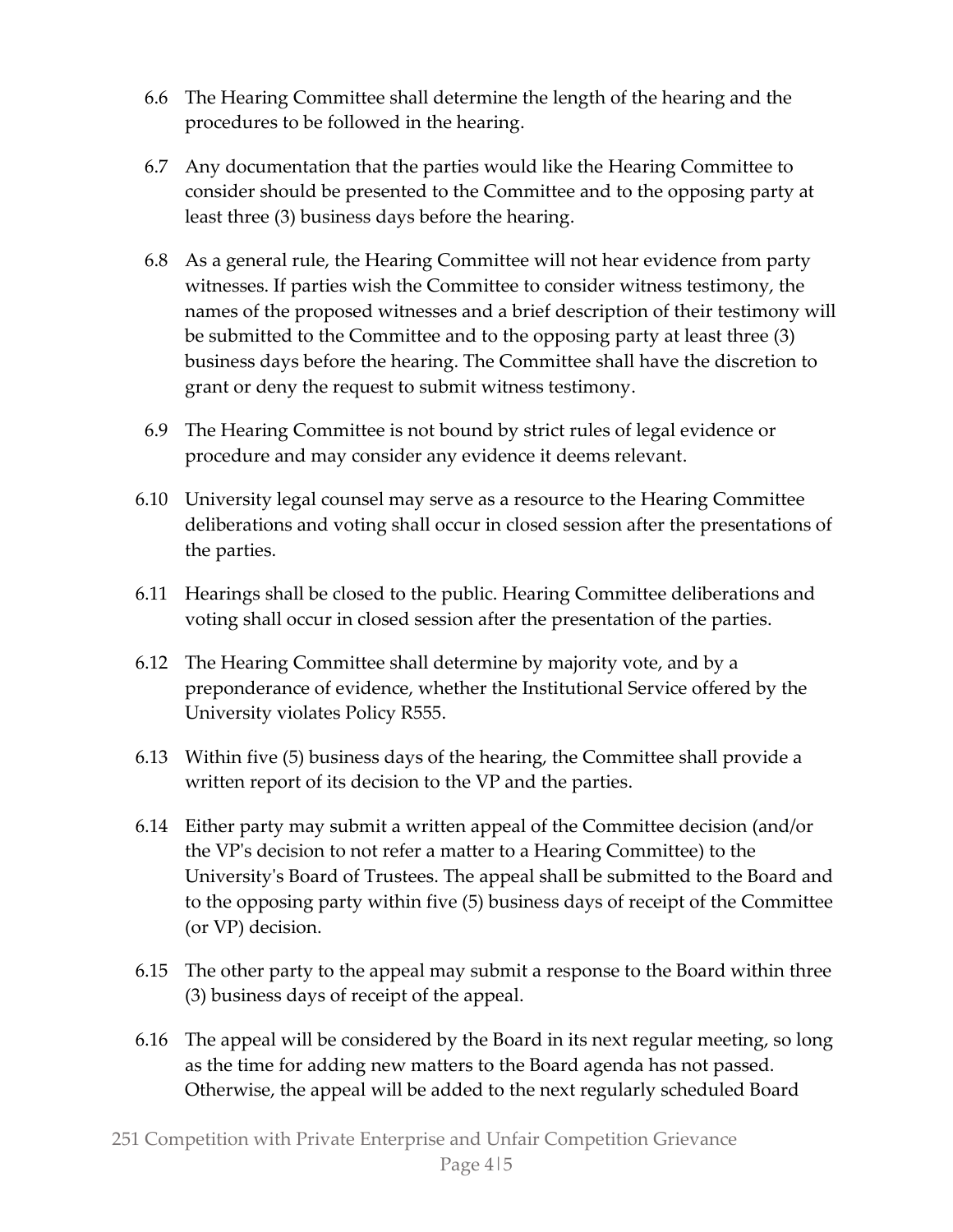6.6 The Hearing Committee shall determine the length of the hearing and the procedures to be followed in the hearing.

6.7 Any documentation that the parties would like the Hearing Committee to consider should be presented to the Committee and to the opposing party at least three (3) business days before the hearing.

6.8 As a general rule, the Hearing Committee will not hear evidence from party witnesses. If parties wish the Committee to consider witness testimony, the names of the proposed witnesses and a brief description of their testimony will be submitted to the Committee and to the opposing party at least three (3) business days before the hearing. The Committee shall have the discretion to grant or deny the request to submit witness testimony.

6.9 The Hearing Committee is not bound by strict rules of legal evidence or procedure and may consider any evidence it deems relevant.

6.10 University legal counsel may serve as a resource to the Hearing Committee deliberations and voting shall occur in closed session after the presentations of the parties.

6.11 Hearings shall be closed to the public. Hearing Committee deliberations and voting shall occur in closed session after the presentation of the parties.

6.12 The Hearing Committee shall determine by majority vote, and by a preponderance of evidence, whether the Institutional Service offered by the University violates Policy R555.

6.13 Within five (5) business days of the hearing, the Committee shall provide a written report of its decision to the VP and the parties.

6.14 Either party may submit a written appeal of the Committee decision (and/or the VP's decision to not refer a matter to a Hearing Committee) to the University's Board of Trustees. The appeal shall be submitted to the Board and to the opposing party within five (5) business days of receipt of the Committee (or VP) decision.

6.15 The other party to the appeal may submit a response to the Board within three (3) business days of receipt of the appeal.

6.16 The appeal will be considered by the Board in its next regular meeting, so long as the time for adding new matters to the Board agenda has not passed. Otherwise, the appeal will be added to the next regularly scheduled Board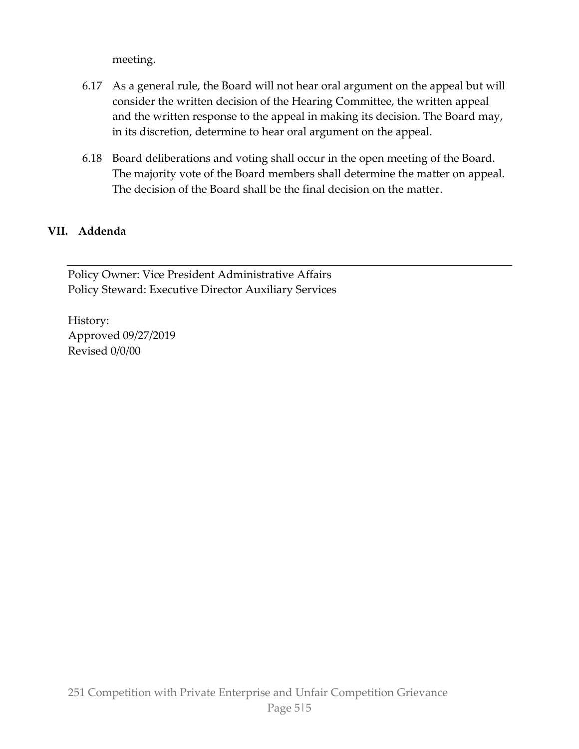meeting.

6.17 As a general rule, the Board will not hear oral argument on the appeal but will consider the written decision of the Hearing Committee, the written appeal and the written response to the appeal in making its decision. The Board may, in its discretion, determine to hear oral argument on the appeal.

6.18 Board deliberations and voting shall occur in the open meeting of the Board. The majority vote of the Board members shall determine the matter on appeal. The decision of the Board shall be the final decision on the matter.

## VII. Addenda

---

Policy Owner: Vice President Administrative Affairs
Policy Steward: Executive Director Auxiliary Services

History:
Approved 09/27/2019
Revised 0/0/00